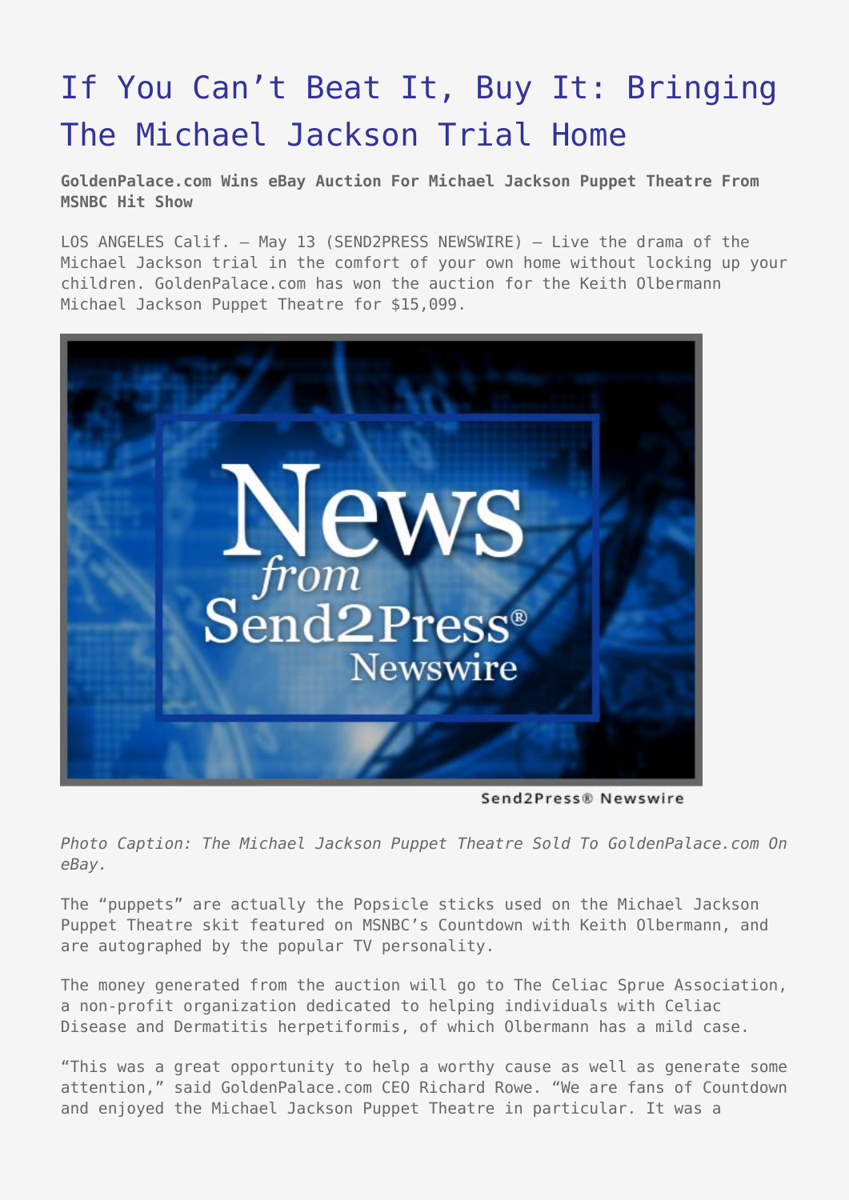# If You Can't Beat It, Buy It: Bringing The Michael Jackson Trial Home

**GoldenPalace.com Wins eBay Auction For Michael Jackson Puppet Theatre From MSNBC Hit Show**

LOS ANGELES Calif. – May 13 (SEND2PRESS NEWSWIRE) — Live the drama of the Michael Jackson trial in the comfort of your own home without locking up your children. GoldenPalace.com has won the auction for the Keith Olbermann Michael Jackson Puppet Theatre for $15,099.

*Photo Caption: The Michael Jackson Puppet Theatre Sold To GoldenPalace.com On eBay.*

The "puppets" are actually the Popsicle sticks used on the Michael Jackson Puppet Theatre skit featured on MSNBC's Countdown with Keith Olbermann, and are autographed by the popular TV personality.

The money generated from the auction will go to The Celiac Sprue Association, a non-profit organization dedicated to helping individuals with Celiac Disease and Dermatitis herpetiformis, of which Olbermann has a mild case.

"This was a great opportunity to help a worthy cause as well as generate some attention," said GoldenPalace.com CEO Richard Rowe. "We are fans of Countdown and enjoyed the Michael Jackson Puppet Theatre in particular. It was a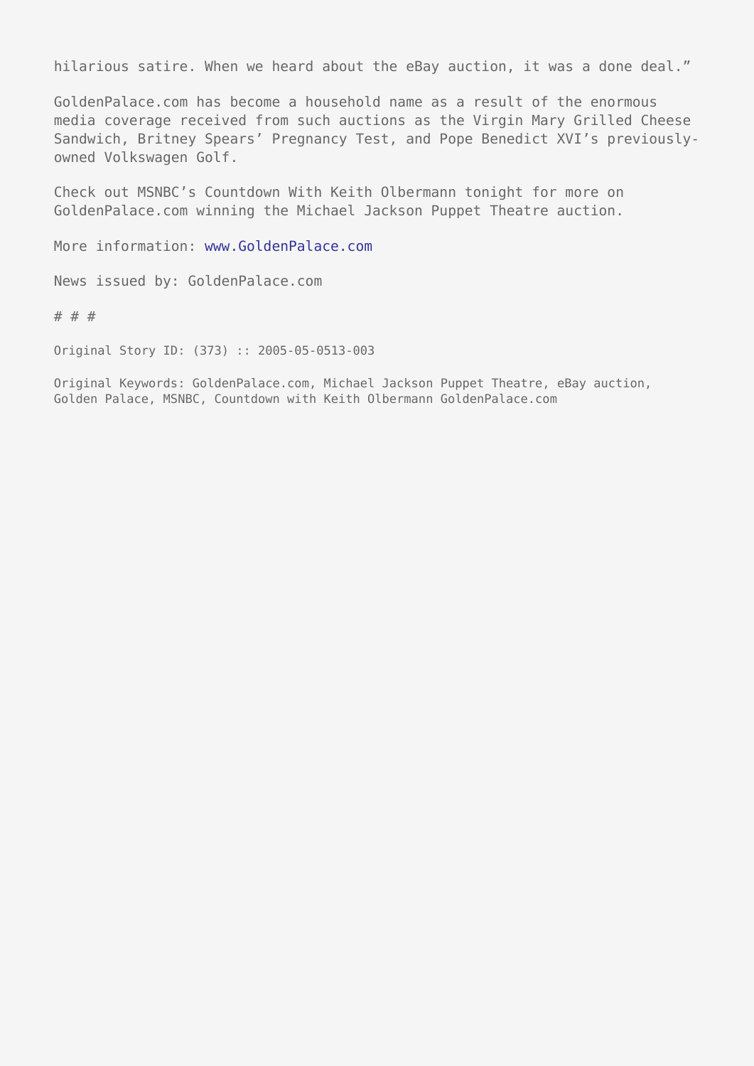hilarious satire. When we heard about the eBay auction, it was a done deal."

GoldenPalace.com has become a household name as a result of the enormous media coverage received from such auctions as the Virgin Mary Grilled Cheese Sandwich, Britney Spears' Pregnancy Test, and Pope Benedict XVI's previously-owned Volkswagen Golf.

Check out MSNBC's Countdown With Keith Olbermann tonight for more on GoldenPalace.com winning the Michael Jackson Puppet Theatre auction.

More information: www.GoldenPalace.com

News issued by: GoldenPalace.com

# # #

Original Story ID: (373) :: 2005-05-0513-003

Original Keywords: GoldenPalace.com, Michael Jackson Puppet Theatre, eBay auction, Golden Palace, MSNBC, Countdown with Keith Olbermann GoldenPalace.com